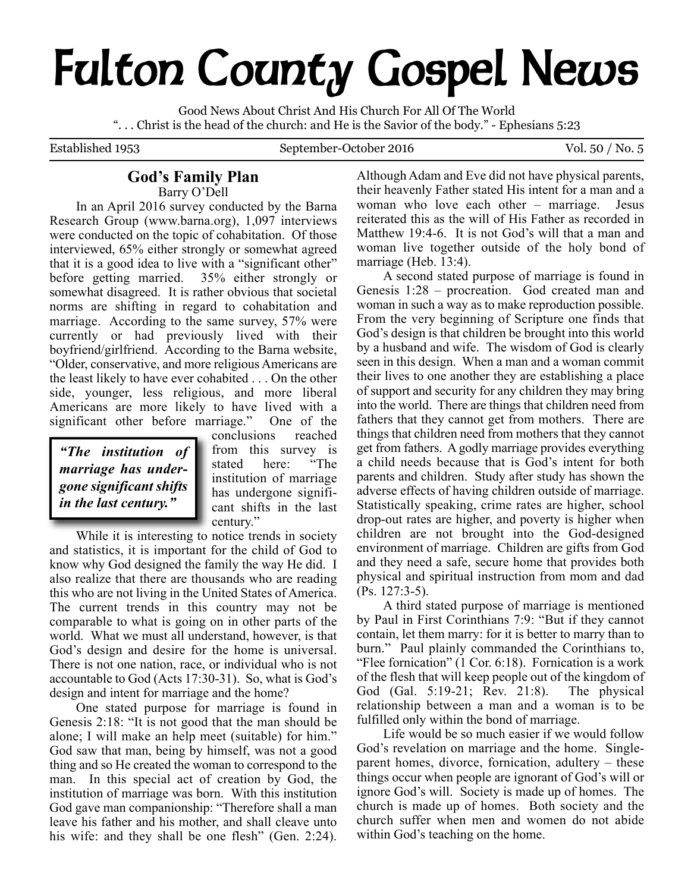# Fulton County Gospel News

Good News About Christ And His Church For All Of The World

". . . Christ is the head of the church: and He is the Savior of the body." - Ephesians 5:23

Established 1953 | September-October 2016 | Vol. 50 / No. 5

## God's Family Plan

Barry O'Dell

In an April 2016 survey conducted by the Barna Research Group (www.barna.org), 1,097 interviews were conducted on the topic of cohabitation. Of those interviewed, 65% either strongly or somewhat agreed that it is a good idea to live with a "significant other" before getting married. 35% either strongly or somewhat disagreed. It is rather obvious that societal norms are shifting in regard to cohabitation and marriage. According to the same survey, 57% were currently or had previously lived with their boyfriend/girlfriend. According to the Barna website, "Older, conservative, and more religious Americans are the least likely to have ever cohabited . . . On the other side, younger, less religious, and more liberal Americans are more likely to have lived with a significant other before marriage." One of the conclusions reached from this survey is stated here: "The institution of marriage has undergone significant shifts in the last century."

> ***"The institution of marriage has undergone significant shifts in the last century."***

While it is interesting to notice trends in society and statistics, it is important for the child of God to know why God designed the family the way He did. I also realize that there are thousands who are reading this who are not living in the United States of America. The current trends in this country may not be comparable to what is going on in other parts of the world. What we must all understand, however, is that God's design and desire for the home is universal. There is not one nation, race, or individual who is not accountable to God (Acts 17:30-31). So, what is God's design and intent for marriage and the home?

One stated purpose for marriage is found in Genesis 2:18: "It is not good that the man should be alone; I will make an help meet (suitable) for him." God saw that man, being by himself, was not a good thing and so He created the woman to correspond to the man. In this special act of creation by God, the institution of marriage was born. With this institution God gave man companionship: "Therefore shall a man leave his father and his mother, and shall cleave unto his wife: and they shall be one flesh" (Gen. 2:24). Although Adam and Eve did not have physical parents, their heavenly Father stated His intent for a man and a woman who love each other – marriage. Jesus reiterated this as the will of His Father as recorded in Matthew 19:4-6. It is not God's will that a man and woman live together outside of the holy bond of marriage (Heb. 13:4).

A second stated purpose of marriage is found in Genesis 1:28 – procreation. God created man and woman in such a way as to make reproduction possible. From the very beginning of Scripture one finds that God's design is that children be brought into this world by a husband and wife. The wisdom of God is clearly seen in this design. When a man and a woman commit their lives to one another they are establishing a place of support and security for any children they may bring into the world. There are things that children need from fathers that they cannot get from mothers. There are things that children need from mothers that they cannot get from fathers. A godly marriage provides everything a child needs because that is God's intent for both parents and children. Study after study has shown the adverse effects of having children outside of marriage. Statistically speaking, crime rates are higher, school drop-out rates are higher, and poverty is higher when children are not brought into the God-designed environment of marriage. Children are gifts from God and they need a safe, secure home that provides both physical and spiritual instruction from mom and dad (Ps. 127:3-5).

A third stated purpose of marriage is mentioned by Paul in First Corinthians 7:9: "But if they cannot contain, let them marry: for it is better to marry than to burn." Paul plainly commanded the Corinthians to, "Flee fornication" (1 Cor. 6:18). Fornication is a work of the flesh that will keep people out of the kingdom of God (Gal. 5:19-21; Rev. 21:8). The physical relationship between a man and a woman is to be fulfilled only within the bond of marriage.

Life would be so much easier if we would follow God's revelation on marriage and the home. Single-parent homes, divorce, fornication, adultery – these things occur when people are ignorant of God's will or ignore God's will. Society is made up of homes. The church is made up of homes. Both society and the church suffer when men and women do not abide within God's teaching on the home.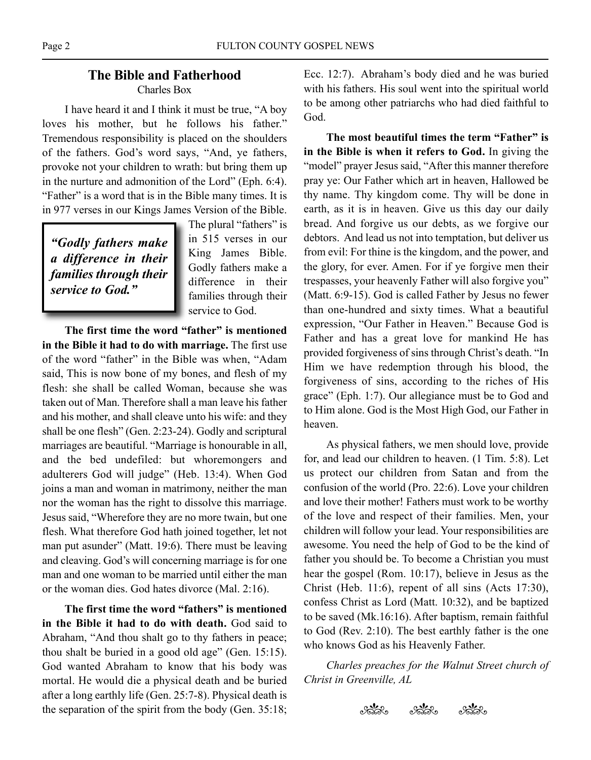## The Bible and Fatherhood

Charles Box

I have heard it and I think it must be true, "A boy loves his mother, but he follows his father." Tremendous responsibility is placed on the shoulders of the fathers. God's word says, "And, ye fathers, provoke not your children to wrath: but bring them up in the nurture and admonition of the Lord" (Eph. 6:4). "Father" is a word that is in the Bible many times. It is in 977 verses in our Kings James Version of the Bible. The plural "fathers" is in 515 verses in our King James Bible. Godly fathers make a difference in their families through their service to God.

> ***"Godly fathers make a difference in their families through their service to God."***

**The first time the word "father" is mentioned in the Bible it had to do with marriage.** The first use of the word "father" in the Bible was when, "Adam said, This is now bone of my bones, and flesh of my flesh: she shall be called Woman, because she was taken out of Man. Therefore shall a man leave his father and his mother, and shall cleave unto his wife: and they shall be one flesh" (Gen. 2:23-24). Godly and scriptural marriages are beautiful. "Marriage is honourable in all, and the bed undefiled: but whoremongers and adulterers God will judge" (Heb. 13:4). When God joins a man and woman in matrimony, neither the man nor the woman has the right to dissolve this marriage. Jesus said, "Wherefore they are no more twain, but one flesh. What therefore God hath joined together, let not man put asunder" (Matt. 19:6). There must be leaving and cleaving. God's will concerning marriage is for one man and one woman to be married until either the man or the woman dies. God hates divorce (Mal. 2:16).

**The first time the word "fathers" is mentioned in the Bible it had to do with death.** God said to Abraham, "And thou shalt go to thy fathers in peace; thou shalt be buried in a good old age" (Gen. 15:15). God wanted Abraham to know that his body was mortal. He would die a physical death and be buried after a long earthly life (Gen. 25:7-8). Physical death is the separation of the spirit from the body (Gen. 35:18; Ecc. 12:7). Abraham's body died and he was buried with his fathers. His soul went into the spiritual world to be among other patriarchs who had died faithful to God.

**The most beautiful times the term "Father" is in the Bible is when it refers to God.** In giving the "model" prayer Jesus said, "After this manner therefore pray ye: Our Father which art in heaven, Hallowed be thy name. Thy kingdom come. Thy will be done in earth, as it is in heaven. Give us this day our daily bread. And forgive us our debts, as we forgive our debtors. And lead us not into temptation, but deliver us from evil: For thine is the kingdom, and the power, and the glory, for ever. Amen. For if ye forgive men their trespasses, your heavenly Father will also forgive you" (Matt. 6:9-15). God is called Father by Jesus no fewer than one-hundred and sixty times. What a beautiful expression, "Our Father in Heaven." Because God is Father and has a great love for mankind He has provided forgiveness of sins through Christ's death. "In Him we have redemption through his blood, the forgiveness of sins, according to the riches of His grace" (Eph. 1:7). Our allegiance must be to God and to Him alone. God is the Most High God, our Father in heaven.

As physical fathers, we men should love, provide for, and lead our children to heaven. (1 Tim. 5:8). Let us protect our children from Satan and from the confusion of the world (Pro. 22:6). Love your children and love their mother! Fathers must work to be worthy of the love and respect of their families. Men, your children will follow your lead. Your responsibilities are awesome. You need the help of God to be the kind of father you should be. To become a Christian you must hear the gospel (Rom. 10:17), believe in Jesus as the Christ (Heb. 11:6), repent of all sins (Acts 17:30), confess Christ as Lord (Matt. 10:32), and be baptized to be saved (Mk.16:16). After baptism, remain faithful to God (Rev. 2:10). The best earthly father is the one who knows God as his Heavenly Father.

*Charles preaches for the Walnut Street church of Christ in Greenville, AL*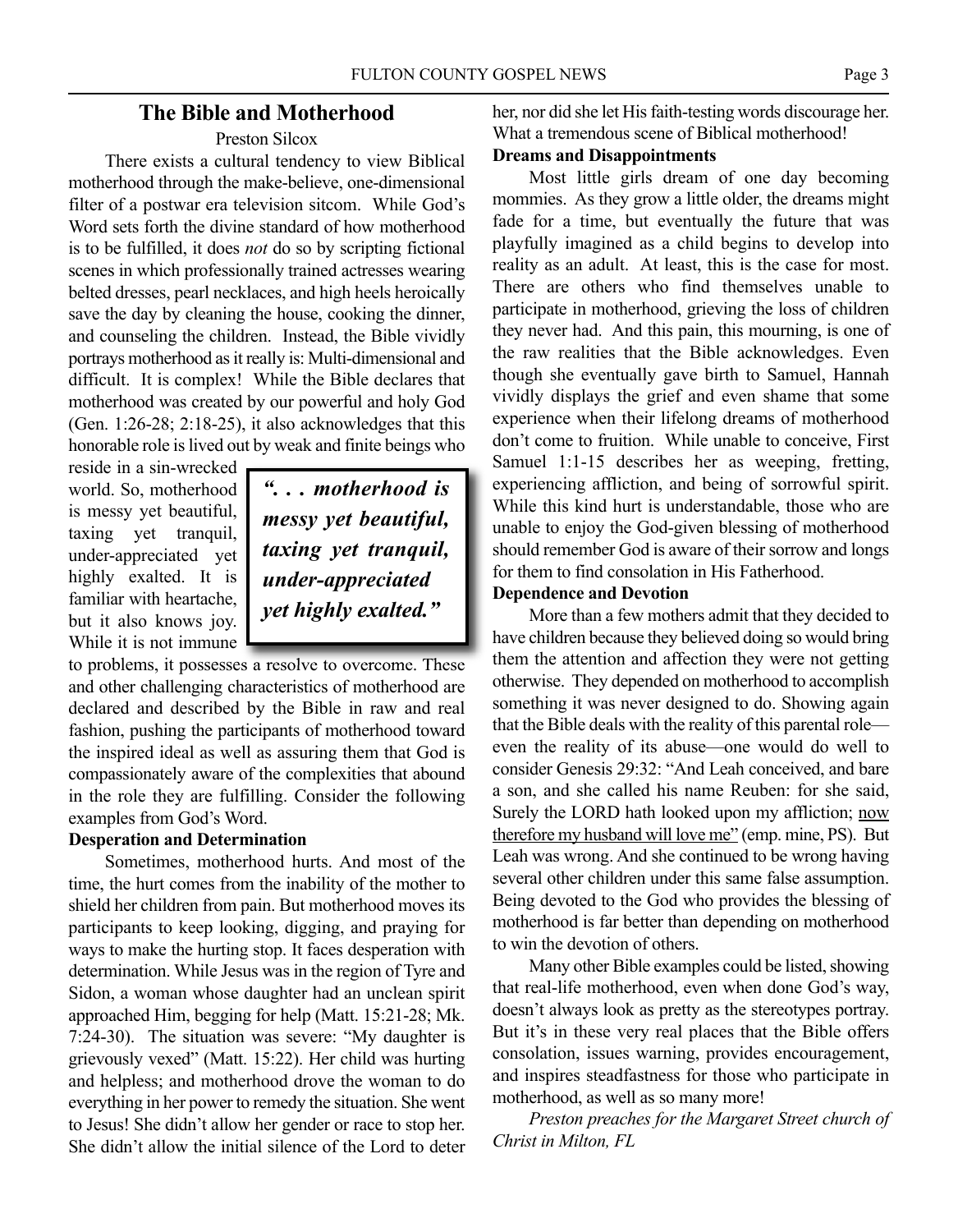## The Bible and Motherhood

Preston Silcox

There exists a cultural tendency to view Biblical motherhood through the make-believe, one-dimensional filter of a postwar era television sitcom. While God's Word sets forth the divine standard of how motherhood is to be fulfilled, it does *not* do so by scripting fictional scenes in which professionally trained actresses wearing belted dresses, pearl necklaces, and high heels heroically save the day by cleaning the house, cooking the dinner, and counseling the children. Instead, the Bible vividly portrays motherhood as it really is: Multi-dimensional and difficult. It is complex! While the Bible declares that motherhood was created by our powerful and holy God (Gen. 1:26-28; 2:18-25), it also acknowledges that this honorable role is lived out by weak and finite beings who reside in a sin-wrecked world. So, motherhood is messy yet beautiful, taxing yet tranquil, under-appreciated yet highly exalted. It is familiar with heartache, but it also knows joy. While it is not immune to problems, it possesses a resolve to overcome. These and other challenging characteristics of motherhood are declared and described by the Bible in raw and real fashion, pushing the participants of motherhood toward the inspired ideal as well as assuring them that God is compassionately aware of the complexities that abound in the role they are fulfilling. Consider the following examples from God's Word.

> ***". . . motherhood is messy yet beautiful, taxing yet tranquil, under-appreciated yet highly exalted."***

**Desperation and Determination**

Sometimes, motherhood hurts. And most of the time, the hurt comes from the inability of the mother to shield her children from pain. But motherhood moves its participants to keep looking, digging, and praying for ways to make the hurting stop. It faces desperation with determination. While Jesus was in the region of Tyre and Sidon, a woman whose daughter had an unclean spirit approached Him, begging for help (Matt. 15:21-28; Mk. 7:24-30). The situation was severe: "My daughter is grievously vexed" (Matt. 15:22). Her child was hurting and helpless; and motherhood drove the woman to do everything in her power to remedy the situation. She went to Jesus! She didn't allow her gender or race to stop her. She didn't allow the initial silence of the Lord to deter her, nor did she let His faith-testing words discourage her. What a tremendous scene of Biblical motherhood!

**Dreams and Disappointments**

Most little girls dream of one day becoming mommies. As they grow a little older, the dreams might fade for a time, but eventually the future that was playfully imagined as a child begins to develop into reality as an adult. At least, this is the case for most. There are others who find themselves unable to participate in motherhood, grieving the loss of children they never had. And this pain, this mourning, is one of the raw realities that the Bible acknowledges. Even though she eventually gave birth to Samuel, Hannah vividly displays the grief and even shame that some experience when their lifelong dreams of motherhood don't come to fruition. While unable to conceive, First Samuel 1:1-15 describes her as weeping, fretting, experiencing affliction, and being of sorrowful spirit. While this kind hurt is understandable, those who are unable to enjoy the God-given blessing of motherhood should remember God is aware of their sorrow and longs for them to find consolation in His Fatherhood.

**Dependence and Devotion**

More than a few mothers admit that they decided to have children because they believed doing so would bring them the attention and affection they were not getting otherwise. They depended on motherhood to accomplish something it was never designed to do. Showing again that the Bible deals with the reality of this parental role—even the reality of its abuse—one would do well to consider Genesis 29:32: "And Leah conceived, and bare a son, and she called his name Reuben: for she said, Surely the LORD hath looked upon my affliction; <u>now therefore my husband will love me</u>" (emp. mine, PS). But Leah was wrong. And she continued to be wrong having several other children under this same false assumption. Being devoted to the God who provides the blessing of motherhood is far better than depending on motherhood to win the devotion of others.

Many other Bible examples could be listed, showing that real-life motherhood, even when done God's way, doesn't always look as pretty as the stereotypes portray. But it's in these very real places that the Bible offers consolation, issues warning, provides encouragement, and inspires steadfastness for those who participate in motherhood, as well as so many more!

*Preston preaches for the Margaret Street church of Christ in Milton, FL*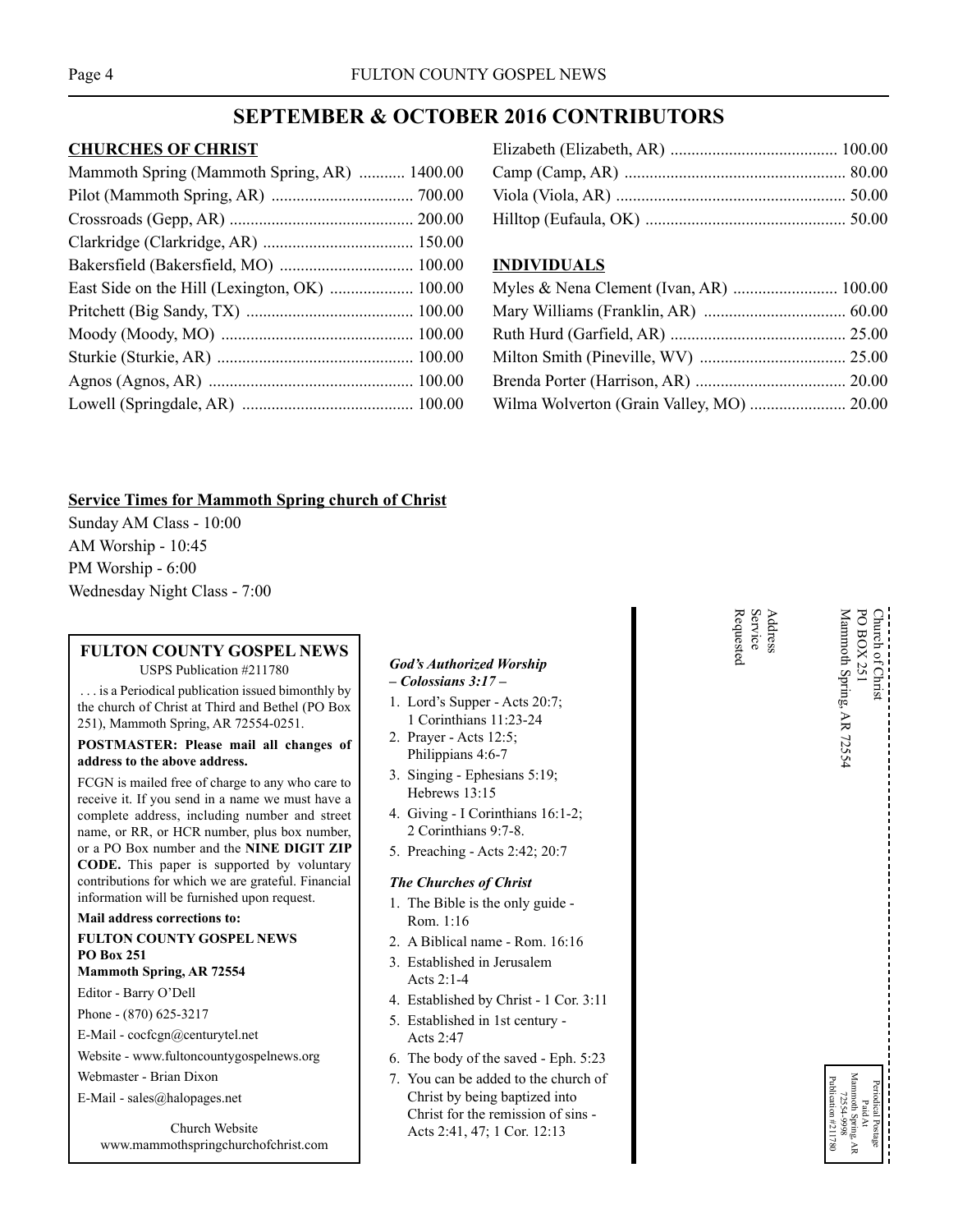# SEPTEMBER & OCTOBER 2016 CONTRIBUTORS

## CHURCHES OF CHRIST

| | |
|---|---|
| Mammoth Spring (Mammoth Spring, AR) | 1400.00 |
| Pilot (Mammoth Spring, AR) | 700.00 |
| Crossroads (Gepp, AR) | 200.00 |
| Clarkridge (Clarkridge, AR) | 150.00 |
| Bakersfield (Bakersfield, MO) | 100.00 |
| East Side on the Hill (Lexington, OK) | 100.00 |
| Pritchett (Big Sandy, TX) | 100.00 |
| Moody (Moody, MO) | 100.00 |
| Sturkie (Sturkie, AR) | 100.00 |
| Agnos (Agnos, AR) | 100.00 |
| Lowell (Springdale, AR) | 100.00 |
| Elizabeth (Elizabeth, AR) | 100.00 |
| Camp (Camp, AR) | 80.00 |
| Viola (Viola, AR) | 50.00 |
| Hilltop (Eufaula, OK) | 50.00 |

## INDIVIDUALS

| | |
|---|---|
| Myles & Nena Clement (Ivan, AR) | 100.00 |
| Mary Williams (Franklin, AR) | 60.00 |
| Ruth Hurd (Garfield, AR) | 25.00 |
| Milton Smith (Pineville, WV) | 25.00 |
| Brenda Porter (Harrison, AR) | 20.00 |
| Wilma Wolverton (Grain Valley, MO) | 20.00 |

**Service Times for Mammoth Spring church of Christ**

Sunday AM Class - 10:00
AM Worship - 10:45
PM Worship - 6:00
Wednesday Night Class - 7:00

**FULTON COUNTY GOSPEL NEWS**
USPS Publication #211780

. . . is a Periodical publication issued bimonthly by the church of Christ at Third and Bethel (PO Box 251), Mammoth Spring, AR 72554-0251.

**POSTMASTER: Please mail all changes of address to the above address.**

FCGN is mailed free of charge to any who care to receive it. If you send in a name we must have a complete address, including number and street name, or RR, or HCR number, plus box number, or a PO Box number and the **NINE DIGIT ZIP CODE.** This paper is supported by voluntary contributions for which we are grateful. Financial information will be furnished upon request.

**Mail address corrections to:**

**FULTON COUNTY GOSPEL NEWS**
**PO Box 251**
**Mammoth Spring, AR 72554**

Editor - Barry O'Dell
Phone - (870) 625-3217
E-Mail - cocfcgn@centurytel.net
Website - www.fultoncountygospelnews.org
Webmaster - Brian Dixon
E-Mail - sales@halopages.net

Church Website
www.mammothspringchurchofchrist.com

***God's Authorized Worship***
***– Colossians 3:17 –***

1. Lord's Supper - Acts 20:7; 1 Corinthians 11:23-24
2. Prayer - Acts 12:5; Philippians 4:6-7
3. Singing - Ephesians 5:19; Hebrews 13:15
4. Giving - I Corinthians 16:1-2; 2 Corinthians 9:7-8.
5. Preaching - Acts 2:42; 20:7

***The Churches of Christ***

1. The Bible is the only guide - Rom. 1:16
2. A Biblical name - Rom. 16:16
3. Established in Jerusalem Acts 2:1-4
4. Established by Christ - 1 Cor. 3:11
5. Established in 1st century - Acts 2:47
6. The body of the saved - Eph. 5:23
7. You can be added to the church of Christ by being baptized into Christ for the remission of sins - Acts 2:41, 47; 1 Cor. 12:13

Church of Christ
PO BOX 251
Mammoth Spring, AR 72554

Address Service Requested

Periodical Postage Paid At Mammoth Spring, AR 72554-9998 Publication #211780